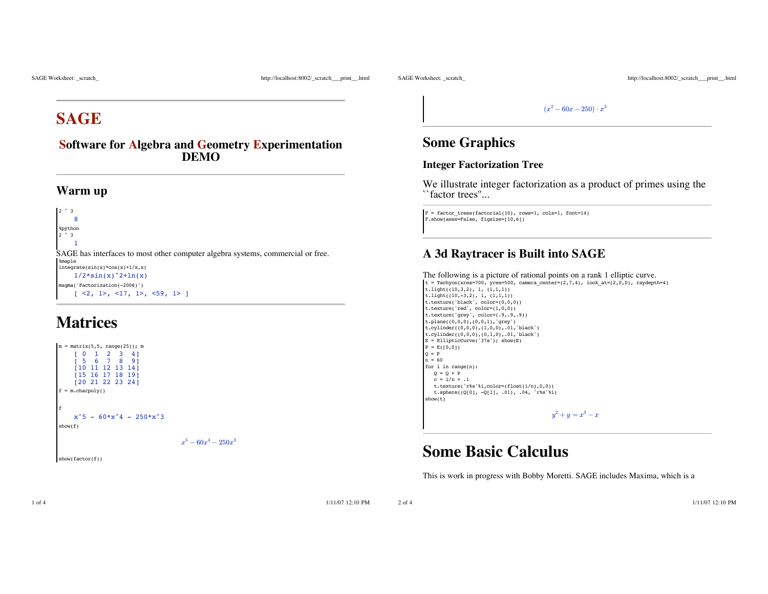# SAGE

### Software for Algebra and Geometry Experimentation DEMO

## Warm up

```
2 ^ 3
```
```
8
```
```
%python
2 ^ 3
```
```
1
```

SAGE has interfaces to most other computer algebra systems, commercial or free.

```
%maple
integrate(sin(x)*cos(x)+1/x,x)
```
```
1/2*sin(x)^2+ln(x)
```
```
magma('Factorization(-2006)')
```
```
[ <2, 1>, <17, 1>, <59, 1> ]
```

# Matrices

```
m = matrix(5,5, range(25)); m
```
```
[ 0  1  2  3  4]
[ 5  6  7  8  9]
[10 11 12 13 14]
[15 16 17 18 19]
[20 21 22 23 24]
```
```
f = m.charpoly()
```
```
f
```
```
x^5 - 60*x^4 - 250*x^3
```
```
show(f)
```

$$x^5 - 60x^4 - 250x^3$$

```
show(factor(f))
```

$$(x^2 - 60x - 250) \cdot x^3$$

## Some Graphics

### Integer Factorization Tree

We illustrate integer factorization as a product of primes using the ``factor trees''...

```
F = factor_trees(factorial(10), rows=1, cols=1, font=14)
F.show(axes=False, figsize=[10,6])
```

## A 3d Raytracer is Built into SAGE

The following is a picture of rational points on a rank 1 elliptic curve.

```
t = Tachyon(xres=700, yres=500, camera_center=(2,7,4), look_at=(2,0,0), raydepth=4)
t.light((10,3,2), 1, (1,1,1))
t.light((10,-3,2), 1, (1,1,1))
t.texture('black', color=(0,0,0))
t.texture('red', color=(1,0,0))
t.texture('grey', color=(.9,.9,.9))
t.plane((0,0,0),(0,0,1),'grey')
t.cylinder((0,0,0),(1,0,0),.01,'black')
t.cylinder((0,0,0),(0,1,0),.01,'black')
E = EllipticCurve('37a'); show(E)
P = E([0,0])
Q = P
n = 60
for i in range(n):
   Q = Q + P
   c = i/n + .1
   t.texture('r%s'%i,color=(float(i/n),0,0))
   t.sphere((Q[0], -Q[1], .01), .04, 'r%s'%i)
show(t)
```

$$y^2 + y = x^3 - x$$

# Some Basic Calculus

This is work in progress with Bobby Moretti. SAGE includes Maxima, which is a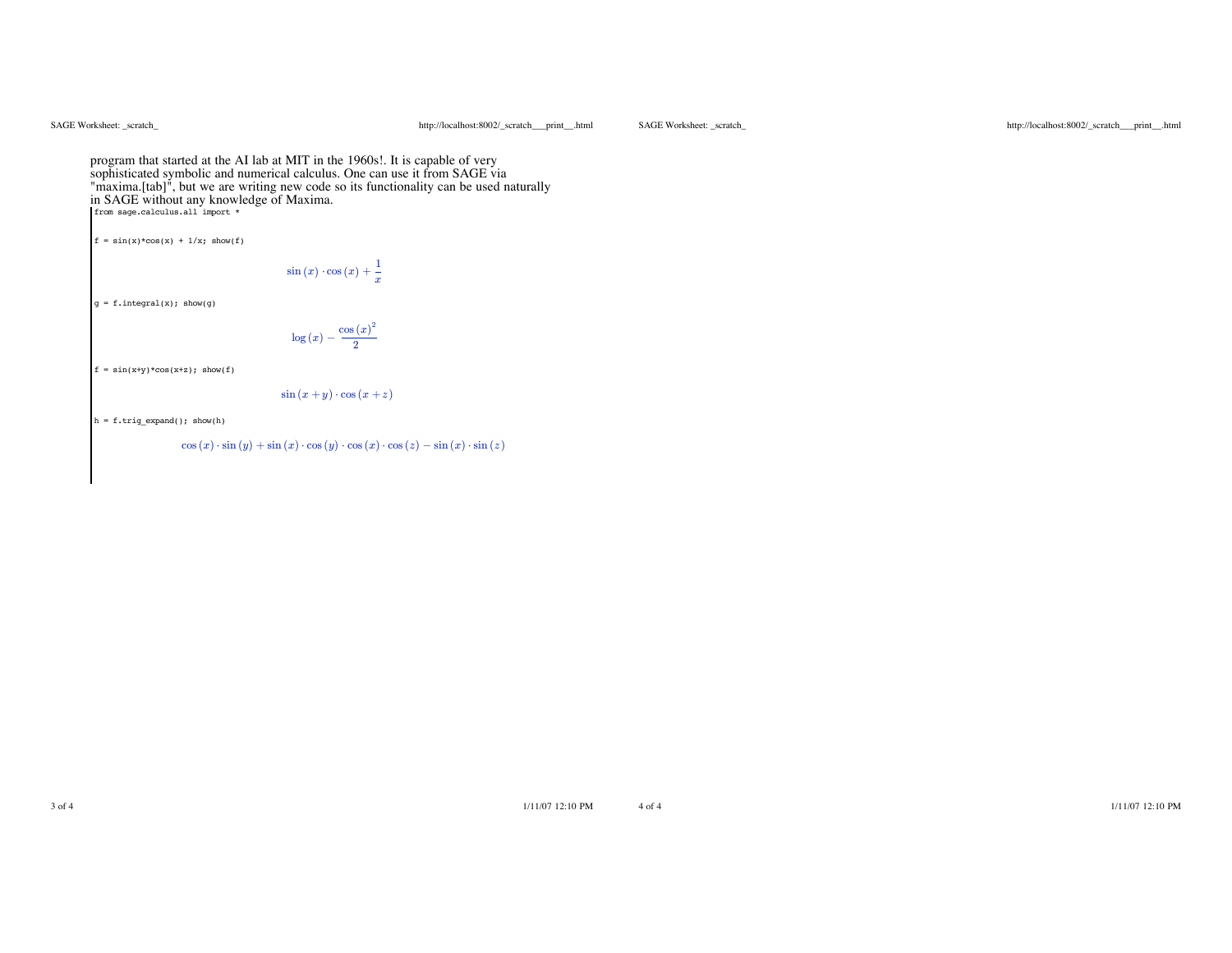program that started at the AI lab at MIT in the 1960s!. It is capable of very sophisticated symbolic and numerical calculus. One can use it from SAGE via "maxima.[tab]", but we are writing new code so its functionality can be used naturally in SAGE without any knowledge of Maxima.

```
from sage.calculus.all import *
```

```
f = sin(x)*cos(x) + 1/x; show(f)
```

$$\sin\left(x\right) \cdot \cos\left(x\right) + \frac{1}{x}$$

```
g = f.integral(x); show(g)
```

$$\log\left(x\right) - \frac{\cos\left(x\right)^{2}}{2}$$

```
f = sin(x+y)*cos(x+z); show(f)
```

$$\sin\left(x + y\right) \cdot \cos\left(x + z\right)$$

```
h = f.trig_expand(); show(h)
```

$$\cos\left(x\right) \cdot \sin\left(y\right) + \sin\left(x\right) \cdot \cos\left(y\right) \cdot \cos\left(x\right) \cdot \cos\left(z\right) - \sin\left(x\right) \cdot \sin\left(z\right)$$